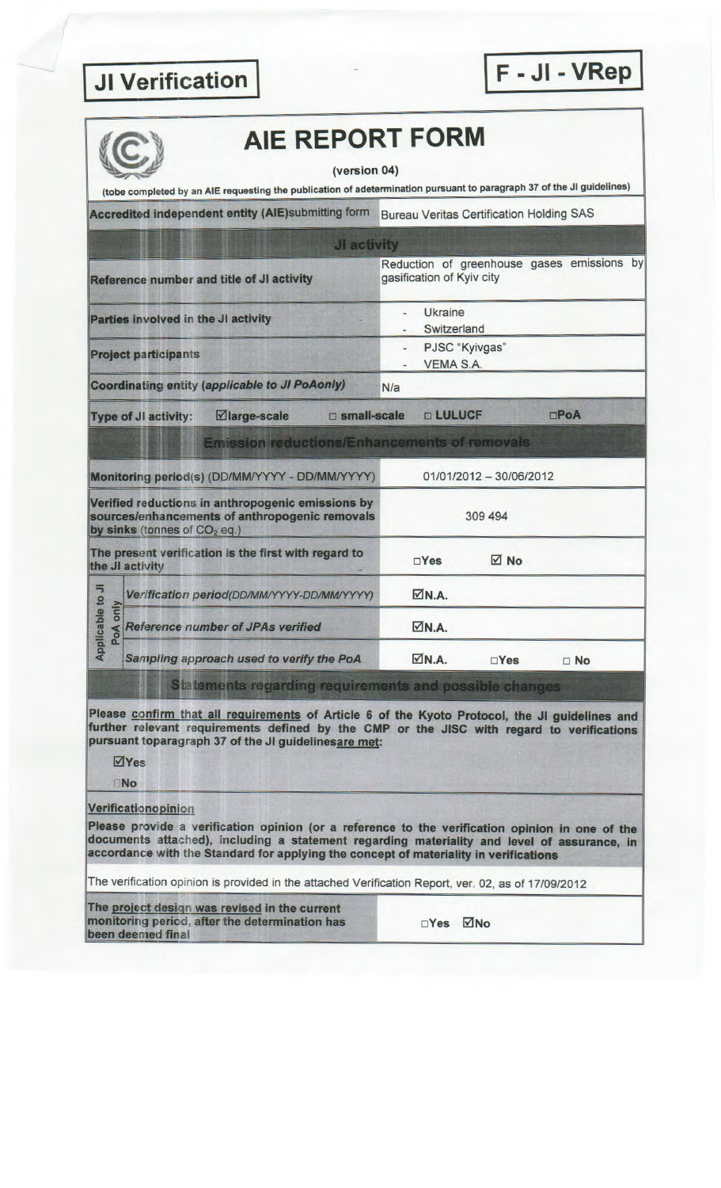**JI Verification**

**F - JI - VRep**

# AIE REPORT FORM

(version 04)

**(tobe completed by an AIE requesting the publication of adetermination pursuant to paragraph 37 of the JI guidelines)**

| **Accredited independent entity (AIE)submitting form** | Bureau Veritas Certification Holding SAS |
|---|---|
| **JI activity** | |
| **Reference number and title of JI activity** | Reduction of greenhouse gases emissions by gasification of Kyiv city |
| **Parties involved in the JI activity** | - Ukraine<br>- Switzerland |
| **Project participants** | - PJSC "Kyivgas"<br>- VEMA S.A. |
| **Coordinating entity (*applicable to JI PoAonly*)** | N/a |
| **Type of JI activity:** ☑large-scale □ small-scale | □ LULUCF □PoA |
| **Emission reductions/Enhancements of removals** | |
| **Monitoring period(s) (DD/MM/YYYY - DD/MM/YYYY)** | 01/01/2012 – 30/06/2012 |
| **Verified reductions in anthropogenic emissions by sources/enhancements of anthropogenic removals by sinks** (tonnes of $CO_2$ eq.) | 309 494 |
| **The present verification is the first with regard to the JI activity** | □Yes ☑ No |
| Applicable to JI PoA only — *Verification period(DD/MM/YYYY-DD/MM/YYYY)* | ☑N.A. |
| Applicable to JI PoA only — *Reference number of JPAs verified* | ☑N.A. |
| Applicable to JI PoA only — *Sampling approach used to verify the PoA* | ☑N.A. □Yes □ No |

**Statements regarding requirements and possible changes**

**Please confirm that all requirements of Article 6 of the Kyoto Protocol, the JI guidelines and further relevant requirements defined by the CMP or the JISC with regard to verifications pursuant toparagraph 37 of the JI guidelinesare met:**

☑Yes

□No

**Verificationopinion**

**Please provide a verification opinion (or a reference to the verification opinion in one of the documents attached), including a statement regarding materiality and level of assurance, in accordance with the Standard for applying the concept of materiality in verifications**

The verification opinion is provided in the attached Verification Report, ver. 02, as of 17/09/2012

| **The project design was revised in the current monitoring period, after the determination has been deemed final** | □Yes ☑No |
|---|---|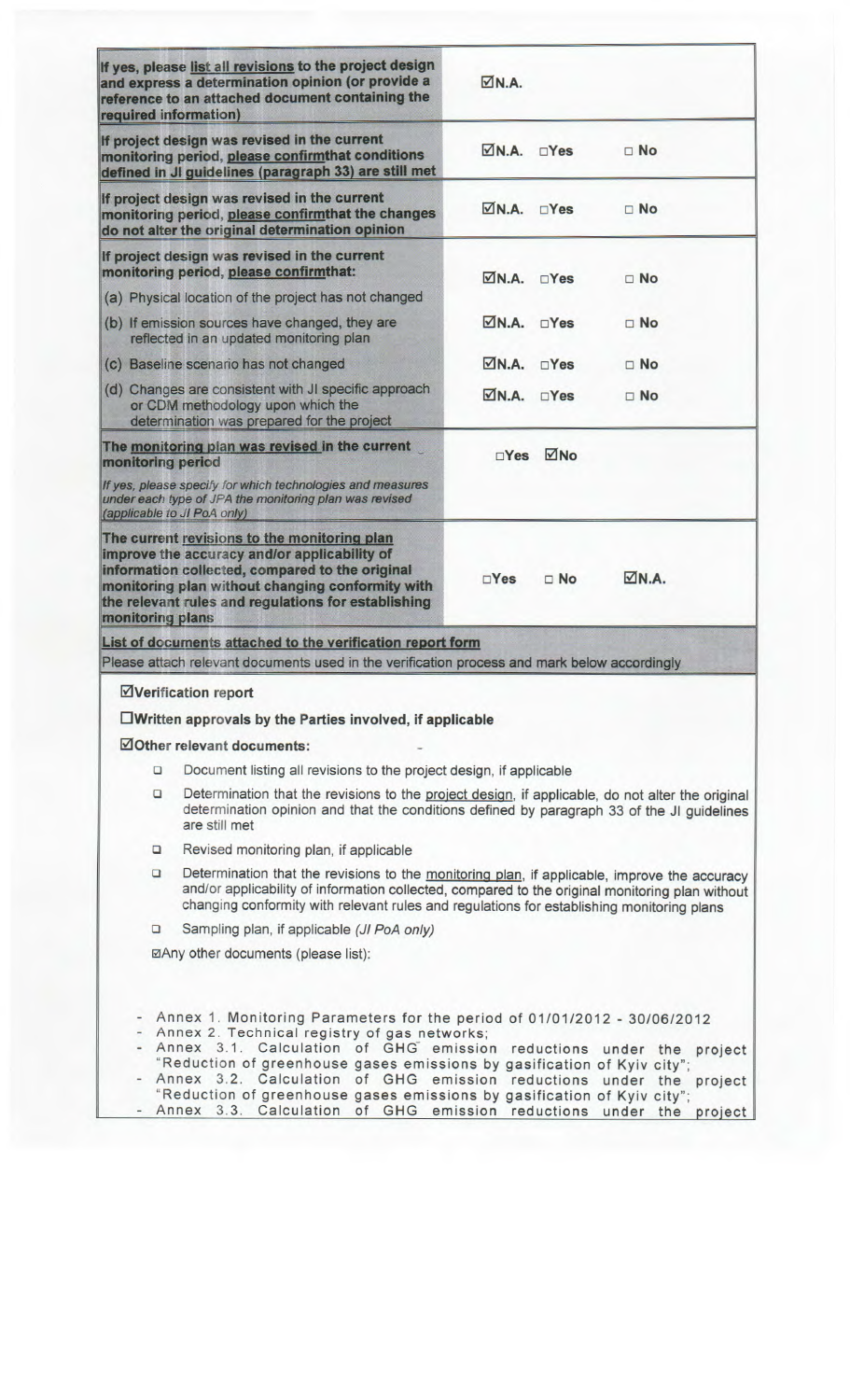| | | | |
|---|---|---|---|
| If yes, please list all revisions to the project design and express a determination opinion (or provide a reference to an attached document containing the required information) | ☑N.A. | | |
| If project design was revised in the current monitoring period, please confirmthat conditions defined in JI guidelines (paragraph 33) are still met | ☑N.A. | □Yes | □ No |
| If project design was revised in the current monitoring period, please confirmthat the changes do not alter the original determination opinion | ☑N.A. | □Yes | □ No |
| If project design was revised in the current monitoring period, please confirmthat: | | | |
| (a) Physical location of the project has not changed | ☑N.A. | □Yes | □ No |
| (b) If emission sources have changed, they are reflected in an updated monitoring plan | ☑N.A. | □Yes | □ No |
| (c) Baseline scenario has not changed | ☑N.A. | □Yes | □ No |
| (d) Changes are consistent with JI specific approach or CDM methodology upon which the determination was prepared for the project | ☑N.A. | □Yes | □ No |
| The monitoring plan was revised in the current monitoring period<br>*If yes, please specify for which technologies and measures under each type of JPA the monitoring plan was revised (applicable to JI PoA only)* | □Yes | ☑No | |
| The current revisions to the monitoring plan improve the accuracy and/or applicability of information collected, compared to the original monitoring plan without changing conformity with the relevant rules and regulations for establishing monitoring plans | □Yes | □ No | ☑N.A. |

**List of documents attached to the verification report form**

Please attach relevant documents used in the verification process and mark below accordingly

☑**Verification report**

☐**Written approvals by the Parties involved, if applicable**

☑**Other relevant documents:**

- ☐ Document listing all revisions to the project design, if applicable
- ☐ Determination that the revisions to the project design, if applicable, do not alter the original determination opinion and that the conditions defined by paragraph 33 of the JI guidelines are still met
- ☐ Revised monitoring plan, if applicable
- ☐ Determination that the revisions to the monitoring plan, if applicable, improve the accuracy and/or applicability of information collected, compared to the original monitoring plan without changing conformity with relevant rules and regulations for establishing monitoring plans
- ☐ Sampling plan, if applicable *(JI PoA only)*

☑Any other documents (please list):

- Annex 1. Monitoring Parameters for the period of 01/01/2012 - 30/06/2012
- Annex 2. Technical registry of gas networks;
- Annex 3.1. Calculation of GHG emission reductions under the project "Reduction of greenhouse gases emissions by gasification of Kyiv city";
- Annex 3.2. Calculation of GHG emission reductions under the project "Reduction of greenhouse gases emissions by gasification of Kyiv city";
- Annex 3.3. Calculation of GHG emission reductions under the project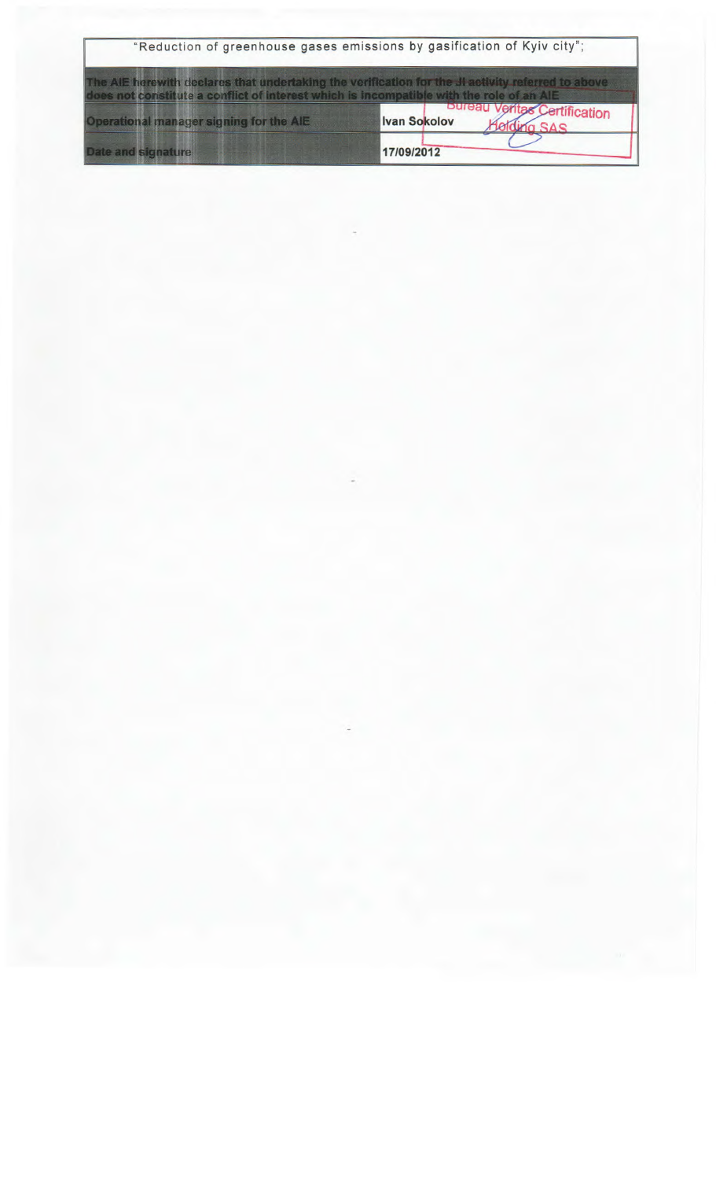| |
|---|
| "Reduction of greenhouse gases emissions by gasification of Kyiv city"; |

| | |
|---|---|
| The AIE herewith declares that undertaking the verification for the JI activity referred to above does not constitute a conflict of interest which is incompatible with the role of an AIE | |
| Operational manager signing for the AIE | Ivan Sokolov |
| Date and signature | 17/09/2012 |

Bureau Veritas Certification Holding SAS